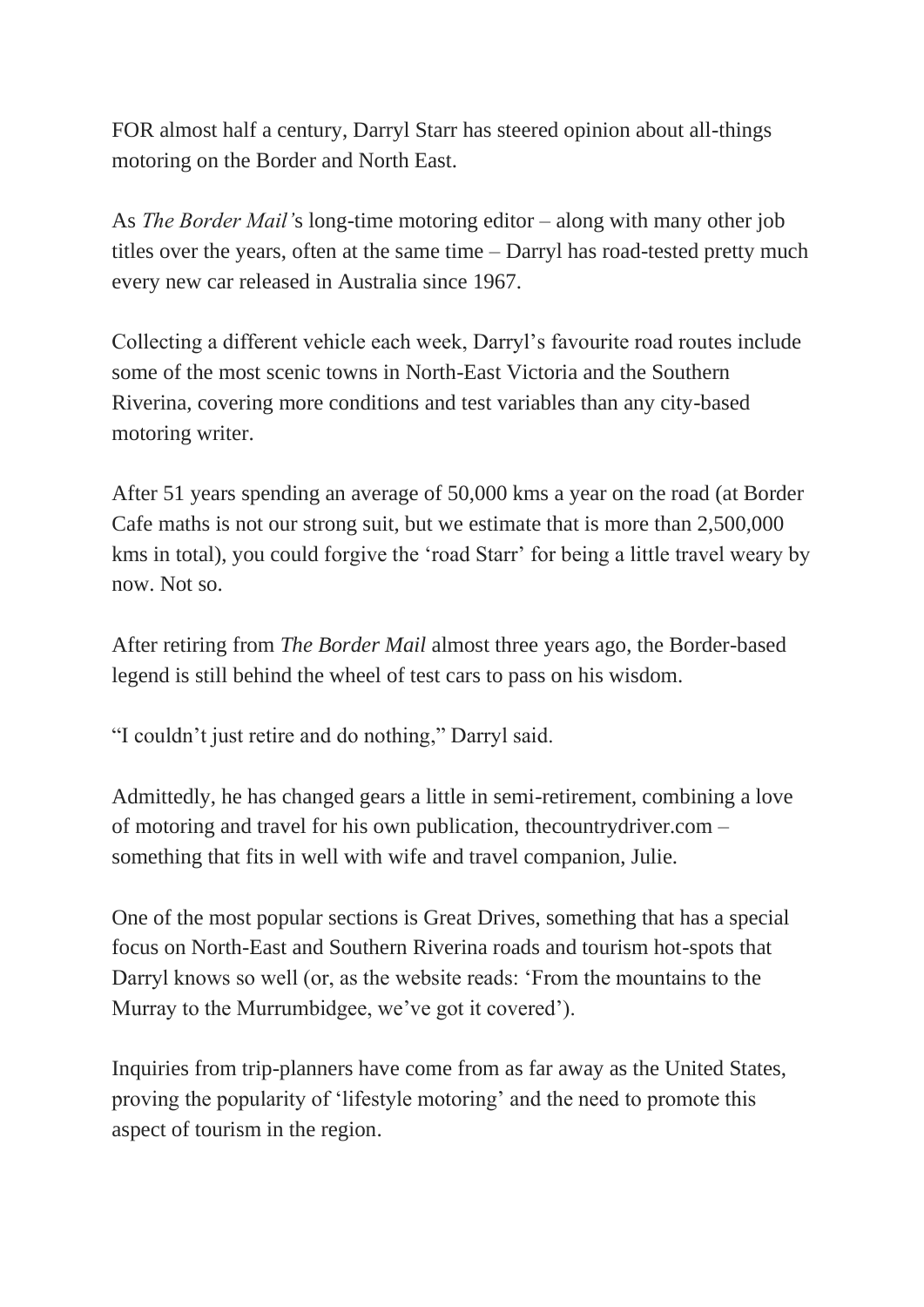FOR almost half a century, Darryl Starr has steered opinion about all-things motoring on the Border and North East.

As *The Border Mail'*s long-time motoring editor – along with many other job titles over the years, often at the same time – Darryl has road-tested pretty much every new car released in Australia since 1967.

Collecting a different vehicle each week, Darryl's favourite road routes include some of the most scenic towns in North-East Victoria and the Southern Riverina, covering more conditions and test variables than any city-based motoring writer.

After 51 years spending an average of 50,000 kms a year on the road (at Border Cafe maths is not our strong suit, but we estimate that is more than 2,500,000 kms in total), you could forgive the 'road Starr' for being a little travel weary by now. Not so.

After retiring from *The Border Mail* almost three years ago, the Border-based legend is still behind the wheel of test cars to pass on his wisdom.

"I couldn't just retire and do nothing," Darryl said.

Admittedly, he has changed gears a little in semi-retirement, combining a love of motoring and travel for his own publication, thecountrydriver.com – something that fits in well with wife and travel companion, Julie.

One of the most popular sections is Great Drives, something that has a special focus on North-East and Southern Riverina roads and tourism hot-spots that Darryl knows so well (or, as the website reads: 'From the mountains to the Murray to the Murrumbidgee, we've got it covered').

Inquiries from trip-planners have come from as far away as the United States, proving the popularity of 'lifestyle motoring' and the need to promote this aspect of tourism in the region.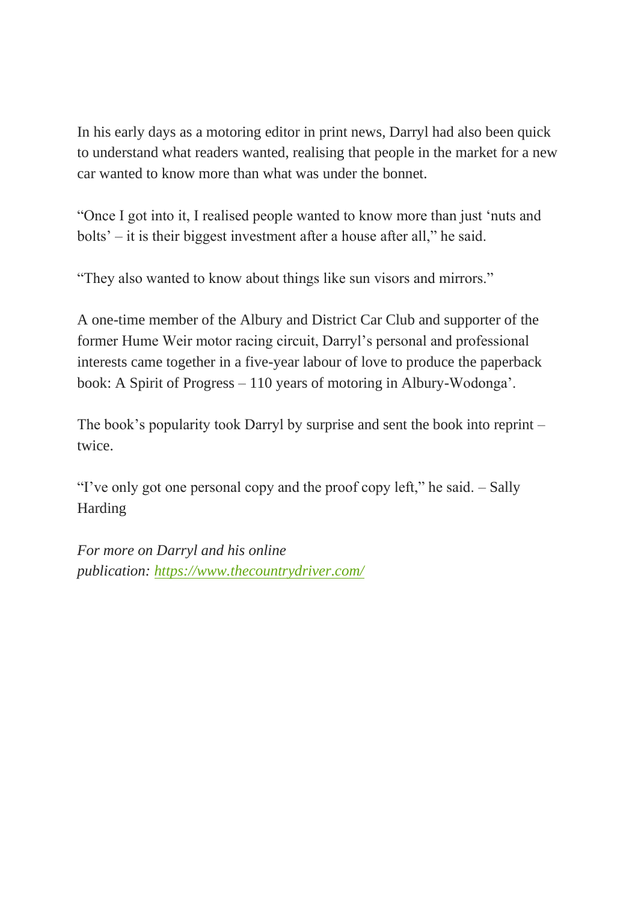In his early days as a motoring editor in print news, Darryl had also been quick to understand what readers wanted, realising that people in the market for a new car wanted to know more than what was under the bonnet.

"Once I got into it, I realised people wanted to know more than just 'nuts and bolts' – it is their biggest investment after a house after all," he said.

"They also wanted to know about things like sun visors and mirrors."

A one-time member of the Albury and District Car Club and supporter of the former Hume Weir motor racing circuit, Darryl's personal and professional interests came together in a five-year labour of love to produce the paperback book: A Spirit of Progress – 110 years of motoring in Albury-Wodonga'.

The book's popularity took Darryl by surprise and sent the book into reprint – twice.

"I've only got one personal copy and the proof copy left," he said. – Sally Harding

*For more on Darryl and his online publication: [https://www.thecountrydriver.com/](https://www.thecountrydriver.com/)*